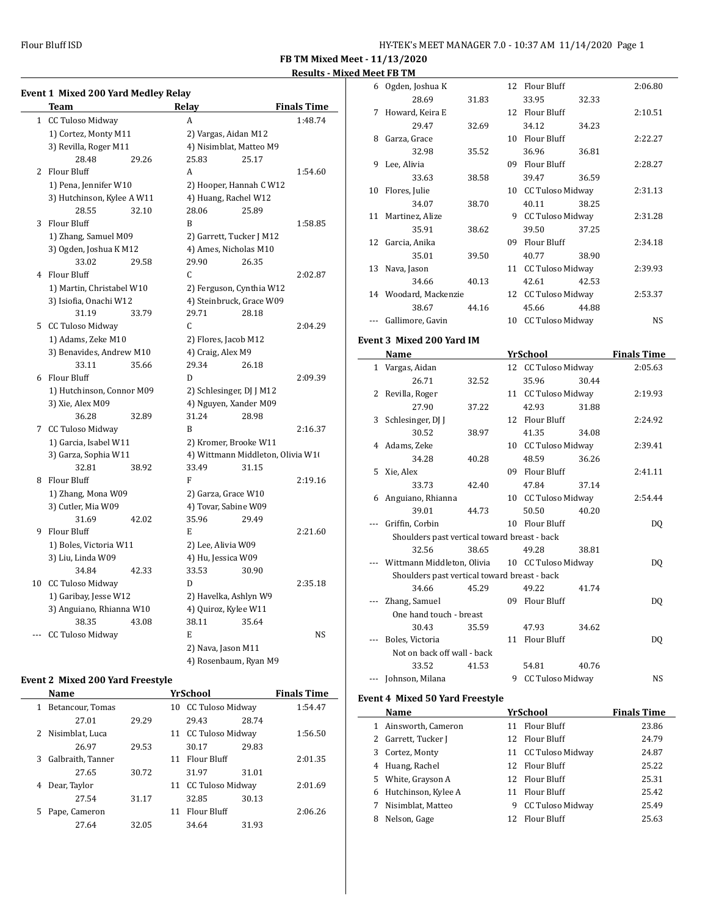FB TM Mixed Meet - 11/13/2020

Results - Mixed Meet FB TM

### Event 1 Mixed 200 Yard Medley Relay

| | Team | Relay | Finals Time |
|---|---|---|---|
| 1 | CC Tuloso Midway | A | 1:48.74 |
| | 1) Cortez, Monty M11 | 2) Vargas, Aidan M12 | |
| | 3) Revilla, Roger M11 | 4) Nisimblat, Matteo M9 | |
| | 28.48 29.26 | 25.83 25.17 | |
| 2 | Flour Bluff | A | 1:54.60 |
| | 1) Pena, Jennifer W10 | 2) Hooper, Hannah C W12 | |
| | 3) Hutchinson, Kylee A W11 | 4) Huang, Rachel W12 | |
| | 28.55 32.10 | 28.06 25.89 | |
| 3 | Flour Bluff | B | 1:58.85 |
| | 1) Zhang, Samuel M09 | 2) Garrett, Tucker J M12 | |
| | 3) Ogden, Joshua K M12 | 4) Ames, Nicholas M10 | |
| | 33.02 29.58 | 29.90 26.35 | |
| 4 | Flour Bluff | C | 2:02.87 |
| | 1) Martin, Christabel W10 | 2) Ferguson, Cynthia W12 | |
| | 3) Isiofia, Onachi W12 | 4) Steinbruck, Grace W09 | |
| | 31.19 33.79 | 29.71 28.18 | |
| 5 | CC Tuloso Midway | C | 2:04.29 |
| | 1) Adams, Zeke M10 | 2) Flores, Jacob M12 | |
| | 3) Benavides, Andrew M10 | 4) Craig, Alex M9 | |
| | 33.11 35.66 | 29.34 26.18 | |
| 6 | Flour Bluff | D | 2:09.39 |
| | 1) Hutchinson, Connor M09 | 2) Schlesinger, DJ J M12 | |
| | 3) Xie, Alex M09 | 4) Nguyen, Xander M09 | |
| | 36.28 32.89 | 31.24 28.98 | |
| 7 | CC Tuloso Midway | B | 2:16.37 |
| | 1) Garcia, Isabel W11 | 2) Kromer, Brooke W11 | |
| | 3) Garza, Sophia W11 | 4) Wittmann Middleton, Olivia W1( | |
| | 32.81 38.92 | 33.49 31.15 | |
| 8 | Flour Bluff | F | 2:19.16 |
| | 1) Zhang, Mona W09 | 2) Garza, Grace W10 | |
| | 3) Cutler, Mia W09 | 4) Tovar, Sabine W09 | |
| | 31.69 42.02 | 35.96 29.49 | |
| 9 | Flour Bluff | E | 2:21.60 |
| | 1) Boles, Victoria W11 | 2) Lee, Alivia W09 | |
| | 3) Liu, Linda W09 | 4) Hu, Jessica W09 | |
| | 34.84 42.33 | 33.53 30.90 | |
| 10 | CC Tuloso Midway | D | 2:35.18 |
| | 1) Garibay, Jesse W12 | 2) Havelka, Ashlyn W9 | |
| | 3) Anguiano, Rhianna W10 | 4) Quiroz, Kylee W11 | |
| | 38.35 43.08 | 38.11 35.64 | |
| --- | CC Tuloso Midway | E | NS |
| | | 2) Nava, Jason M11 | |
| | | 4) Rosenbaum, Ryan M9 | |

### Event 2 Mixed 200 Yard Freestyle

| | Name | Yr | School | Finals Time |
|---|---|---|---|---|
| 1 | Betancour, Tomas | 10 | CC Tuloso Midway | 1:54.47 |
| | 27.01 29.29 | | 29.43 28.74 | |
| 2 | Nisimblat, Luca | 11 | CC Tuloso Midway | 1:56.50 |
| | 26.97 29.53 | | 30.17 29.83 | |
| 3 | Galbraith, Tanner | 11 | Flour Bluff | 2:01.35 |
| | 27.65 30.72 | | 31.97 31.01 | |
| 4 | Dear, Taylor | 11 | CC Tuloso Midway | 2:01.69 |
| | 27.54 31.17 | | 32.85 30.13 | |
| 5 | Pape, Cameron | 11 | Flour Bluff | 2:06.26 |
| | 27.64 32.05 | | 34.64 31.93 | |
| 6 | Ogden, Joshua K | 12 | Flour Bluff | 2:06.80 |
| | 28.69 31.83 | | 33.95 32.33 | |
| 7 | Howard, Keira E | 12 | Flour Bluff | 2:10.51 |
| | 29.47 32.69 | | 34.12 34.23 | |
| 8 | Garza, Grace | 10 | Flour Bluff | 2:22.27 |
| | 32.98 35.52 | | 36.96 36.81 | |
| 9 | Lee, Alivia | 09 | Flour Bluff | 2:28.27 |
| | 33.63 38.58 | | 39.47 36.59 | |
| 10 | Flores, Julie | 10 | CC Tuloso Midway | 2:31.13 |
| | 34.07 38.70 | | 40.11 38.25 | |
| 11 | Martinez, Alize | 9 | CC Tuloso Midway | 2:31.28 |
| | 35.91 38.62 | | 39.50 37.25 | |
| 12 | Garcia, Anika | 09 | Flour Bluff | 2:34.18 |
| | 35.01 39.50 | | 40.77 38.90 | |
| 13 | Nava, Jason | 11 | CC Tuloso Midway | 2:39.93 |
| | 34.66 40.13 | | 42.61 42.53 | |
| 14 | Woodard, Mackenzie | 12 | CC Tuloso Midway | 2:53.37 |
| | 38.67 44.16 | | 45.66 44.88 | |
| --- | Gallimore, Gavin | 10 | CC Tuloso Midway | NS |

### Event 3 Mixed 200 Yard IM

| | Name | Yr | School | Finals Time |
|---|---|---|---|---|
| 1 | Vargas, Aidan | 12 | CC Tuloso Midway | 2:05.63 |
| | 26.71 32.52 | | 35.96 30.44 | |
| 2 | Revilla, Roger | 11 | CC Tuloso Midway | 2:19.93 |
| | 27.90 37.22 | | 42.93 31.88 | |
| 3 | Schlesinger, DJ J | 12 | Flour Bluff | 2:24.92 |
| | 30.52 38.97 | | 41.35 34.08 | |
| 4 | Adams, Zeke | 10 | CC Tuloso Midway | 2:39.41 |
| | 34.28 40.28 | | 48.59 36.26 | |
| 5 | Xie, Alex | 09 | Flour Bluff | 2:41.11 |
| | 33.73 42.40 | | 47.84 37.14 | |
| 6 | Anguiano, Rhianna | 10 | CC Tuloso Midway | 2:54.44 |
| | 39.01 44.73 | | 50.50 40.20 | |
| --- | Griffin, Corbin | 10 | Flour Bluff | DQ |
| | Shoulders past vertical toward breast - back | | | |
| | 32.56 38.65 | | 49.28 38.81 | |
| --- | Wittmann Middleton, Olivia | 10 | CC Tuloso Midway | DQ |
| | Shoulders past vertical toward breast - back | | | |
| | 34.66 45.29 | | 49.22 41.74 | |
| --- | Zhang, Samuel | 09 | Flour Bluff | DQ |
| | One hand touch - breast | | | |
| | 30.43 35.59 | | 47.93 34.62 | |
| --- | Boles, Victoria | 11 | Flour Bluff | DQ |
| | Not on back off wall - back | | | |
| | 33.52 41.53 | | 54.81 40.76 | |
| --- | Johnson, Milana | 9 | CC Tuloso Midway | NS |

### Event 4 Mixed 50 Yard Freestyle

| | Name | Yr | School | Finals Time |
|---|---|---|---|---|
| 1 | Ainsworth, Cameron | 11 | Flour Bluff | 23.86 |
| 2 | Garrett, Tucker J | 12 | Flour Bluff | 24.79 |
| 3 | Cortez, Monty | 11 | CC Tuloso Midway | 24.87 |
| 4 | Huang, Rachel | 12 | Flour Bluff | 25.22 |
| 5 | White, Grayson A | 12 | Flour Bluff | 25.31 |
| 6 | Hutchinson, Kylee A | 11 | Flour Bluff | 25.42 |
| 7 | Nisimblat, Matteo | 9 | CC Tuloso Midway | 25.49 |
| 8 | Nelson, Gage | 12 | Flour Bluff | 25.63 |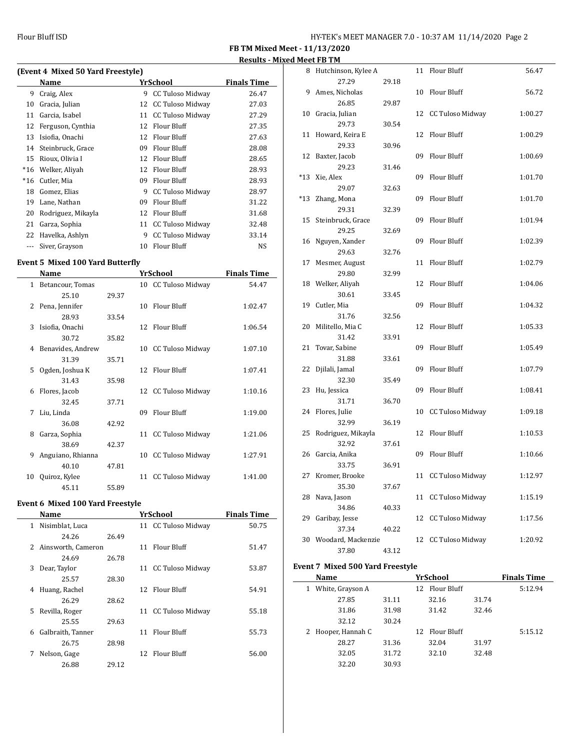**FB TM Mixed Meet - 11/13/2020**

**Results - Mixed Meet FB TM**

## (Event 4 Mixed 50 Yard Freestyle)

| | Name | Yr | School | Finals Time |
|---|---|---|---|---|
| 9 | Craig, Alex | 9 | CC Tuloso Midway | 26.47 |
| 10 | Gracia, Julian | 12 | CC Tuloso Midway | 27.03 |
| 11 | Garcia, Isabel | 11 | CC Tuloso Midway | 27.29 |
| 12 | Ferguson, Cynthia | 12 | Flour Bluff | 27.35 |
| 13 | Isiofia, Onachi | 12 | Flour Bluff | 27.63 |
| 14 | Steinbruck, Grace | 09 | Flour Bluff | 28.08 |
| 15 | Rioux, Olivia I | 12 | Flour Bluff | 28.65 |
| *16 | Welker, Aliyah | 12 | Flour Bluff | 28.93 |
| *16 | Cutler, Mia | 09 | Flour Bluff | 28.93 |
| 18 | Gomez, Elias | 9 | CC Tuloso Midway | 28.97 |
| 19 | Lane, Nathan | 09 | Flour Bluff | 31.22 |
| 20 | Rodriguez, Mikayla | 12 | Flour Bluff | 31.68 |
| 21 | Garza, Sophia | 11 | CC Tuloso Midway | 32.48 |
| 22 | Havelka, Ashlyn | 9 | CC Tuloso Midway | 33.14 |
| --- | Siver, Grayson | 10 | Flour Bluff | NS |

## Event 5 Mixed 100 Yard Butterfly

| | Name | Yr | School | Finals Time |
|---|---|---|---|---|
| 1 | Betancour, Tomas | 10 | CC Tuloso Midway | 54.47 |
| | 25.10 29.37 | | | |
| 2 | Pena, Jennifer | 10 | Flour Bluff | 1:02.47 |
| | 28.93 33.54 | | | |
| 3 | Isiofia, Onachi | 12 | Flour Bluff | 1:06.54 |
| | 30.72 35.82 | | | |
| 4 | Benavides, Andrew | 10 | CC Tuloso Midway | 1:07.10 |
| | 31.39 35.71 | | | |
| 5 | Ogden, Joshua K | 12 | Flour Bluff | 1:07.41 |
| | 31.43 35.98 | | | |
| 6 | Flores, Jacob | 12 | CC Tuloso Midway | 1:10.16 |
| | 32.45 37.71 | | | |
| 7 | Liu, Linda | 09 | Flour Bluff | 1:19.00 |
| | 36.08 42.92 | | | |
| 8 | Garza, Sophia | 11 | CC Tuloso Midway | 1:21.06 |
| | 38.69 42.37 | | | |
| 9 | Anguiano, Rhianna | 10 | CC Tuloso Midway | 1:27.91 |
| | 40.10 47.81 | | | |
| 10 | Quiroz, Kylee | 11 | CC Tuloso Midway | 1:41.00 |
| | 45.11 55.89 | | | |

## Event 6 Mixed 100 Yard Freestyle

| | Name | Yr | School | Finals Time |
|---|---|---|---|---|
| 1 | Nisimblat, Luca | 11 | CC Tuloso Midway | 50.75 |
| | 24.26 26.49 | | | |
| 2 | Ainsworth, Cameron | 11 | Flour Bluff | 51.47 |
| | 24.69 26.78 | | | |
| 3 | Dear, Taylor | 11 | CC Tuloso Midway | 53.87 |
| | 25.57 28.30 | | | |
| 4 | Huang, Rachel | 12 | Flour Bluff | 54.91 |
| | 26.29 28.62 | | | |
| 5 | Revilla, Roger | 11 | CC Tuloso Midway | 55.18 |
| | 25.55 29.63 | | | |
| 6 | Galbraith, Tanner | 11 | Flour Bluff | 55.73 |
| | 26.75 28.98 | | | |
| 7 | Nelson, Gage | 12 | Flour Bluff | 56.00 |
| | 26.88 29.12 | | | |
| 8 | Hutchinson, Kylee A | 11 | Flour Bluff | 56.47 |
| | 27.29 29.18 | | | |
| 9 | Ames, Nicholas | 10 | Flour Bluff | 56.72 |
| | 26.85 29.87 | | | |
| 10 | Gracia, Julian | 12 | CC Tuloso Midway | 1:00.27 |
| | 29.73 30.54 | | | |
| 11 | Howard, Keira E | 12 | Flour Bluff | 1:00.29 |
| | 29.33 30.96 | | | |
| 12 | Baxter, Jacob | 09 | Flour Bluff | 1:00.69 |
| | 29.23 31.46 | | | |
| *13 | Xie, Alex | 09 | Flour Bluff | 1:01.70 |
| | 29.07 32.63 | | | |
| *13 | Zhang, Mona | 09 | Flour Bluff | 1:01.70 |
| | 29.31 32.39 | | | |
| 15 | Steinbruck, Grace | 09 | Flour Bluff | 1:01.94 |
| | 29.25 32.69 | | | |
| 16 | Nguyen, Xander | 09 | Flour Bluff | 1:02.39 |
| | 29.63 32.76 | | | |
| 17 | Mesmer, August | 11 | Flour Bluff | 1:02.79 |
| | 29.80 32.99 | | | |
| 18 | Welker, Aliyah | 12 | Flour Bluff | 1:04.06 |
| | 30.61 33.45 | | | |
| 19 | Cutler, Mia | 09 | Flour Bluff | 1:04.32 |
| | 31.76 32.56 | | | |
| 20 | Militello, Mia C | 12 | Flour Bluff | 1:05.33 |
| | 31.42 33.91 | | | |
| 21 | Tovar, Sabine | 09 | Flour Bluff | 1:05.49 |
| | 31.88 33.61 | | | |
| 22 | Djilali, Jamal | 09 | Flour Bluff | 1:07.79 |
| | 32.30 35.49 | | | |
| 23 | Hu, Jessica | 09 | Flour Bluff | 1:08.41 |
| | 31.71 36.70 | | | |
| 24 | Flores, Julie | 10 | CC Tuloso Midway | 1:09.18 |
| | 32.99 36.19 | | | |
| 25 | Rodriguez, Mikayla | 12 | Flour Bluff | 1:10.53 |
| | 32.92 37.61 | | | |
| 26 | Garcia, Anika | 09 | Flour Bluff | 1:10.66 |
| | 33.75 36.91 | | | |
| 27 | Kromer, Brooke | 11 | CC Tuloso Midway | 1:12.97 |
| | 35.30 37.67 | | | |
| 28 | Nava, Jason | 11 | CC Tuloso Midway | 1:15.19 |
| | 34.86 40.33 | | | |
| 29 | Garibay, Jesse | 12 | CC Tuloso Midway | 1:17.56 |
| | 37.34 40.22 | | | |
| 30 | Woodard, Mackenzie | 12 | CC Tuloso Midway | 1:20.92 |
| | 37.80 43.12 | | | |

## Event 7 Mixed 500 Yard Freestyle

| | Name | Yr | School | Finals Time |
|---|---|---|---|---|
| 1 | White, Grayson A | 12 | Flour Bluff | 5:12.94 |
| | 27.85 31.11 32.16 31.74 | | | |
| | 31.86 31.98 31.42 32.46 | | | |
| | 32.12 30.24 | | | |
| 2 | Hooper, Hannah C | 12 | Flour Bluff | 5:15.12 |
| | 28.27 31.36 32.04 31.97 | | | |
| | 32.05 31.72 32.10 32.48 | | | |
| | 32.20 30.93 | | | |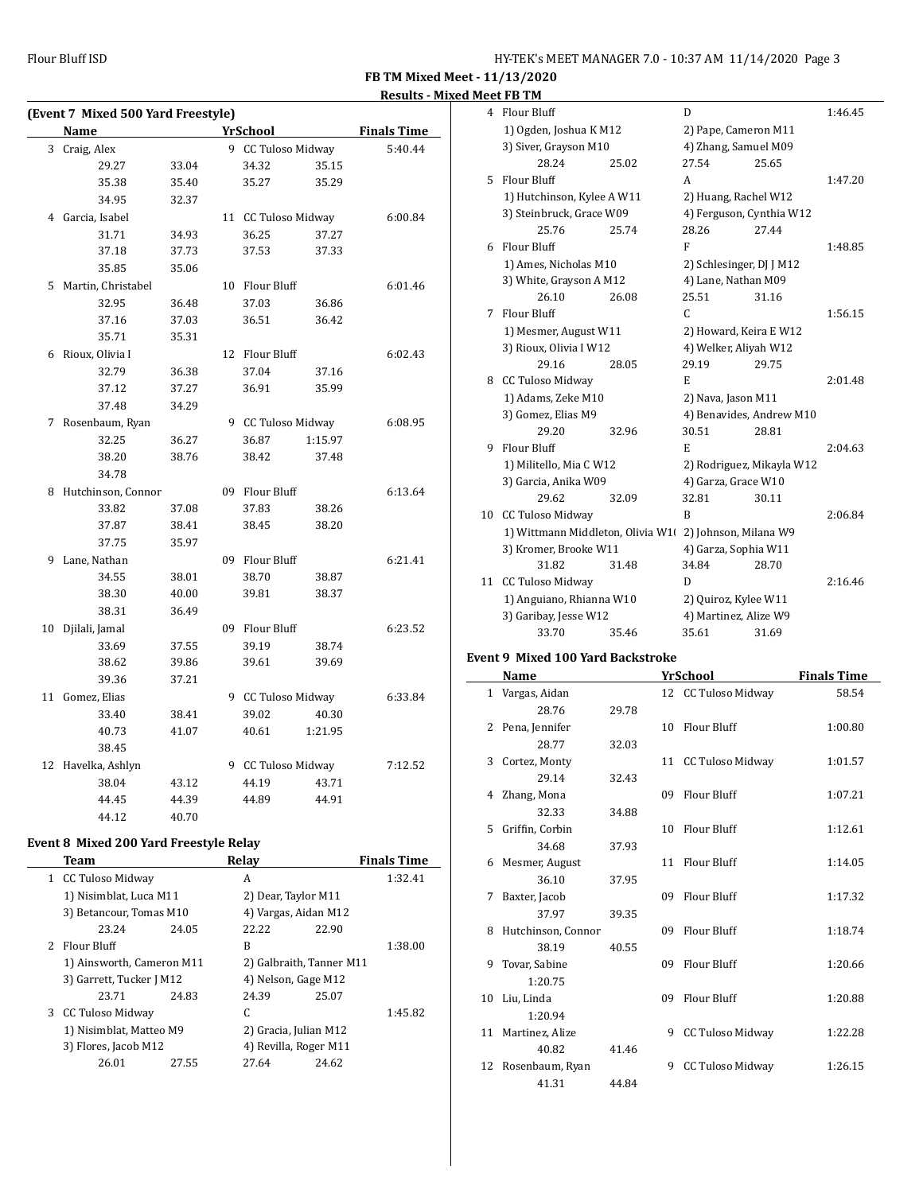**FB TM Mixed Meet - 11/13/2020**

**Results - Mixed Meet FB TM**

### (Event 7 Mixed 500 Yard Freestyle)

| | Name | Yr | School | Finals Time |
|---|---|---|---|---|
| 3 | Craig, Alex | 9 | CC Tuloso Midway | 5:40.44 |
| | 29.27 33.04 34.32 35.15 35.38 35.40 35.27 35.29 34.95 32.37 | | | |
| 4 | Garcia, Isabel | 11 | CC Tuloso Midway | 6:00.84 |
| | 31.71 34.93 36.25 37.27 37.18 37.73 37.53 37.33 35.85 35.06 | | | |
| 5 | Martin, Christabel | 10 | Flour Bluff | 6:01.46 |
| | 32.95 36.48 37.03 36.86 37.16 37.03 36.51 36.42 35.71 35.31 | | | |
| 6 | Rioux, Olivia I | 12 | Flour Bluff | 6:02.43 |
| | 32.79 36.38 37.04 37.16 37.12 37.27 36.91 35.99 37.48 34.29 | | | |
| 7 | Rosenbaum, Ryan | 9 | CC Tuloso Midway | 6:08.95 |
| | 32.25 36.27 36.87 1:15.97 38.20 38.76 38.42 37.48 34.78 | | | |
| 8 | Hutchinson, Connor | 09 | Flour Bluff | 6:13.64 |
| | 33.82 37.08 37.83 38.26 37.87 38.41 38.45 38.20 37.75 35.97 | | | |
| 9 | Lane, Nathan | 09 | Flour Bluff | 6:21.41 |
| | 34.55 38.01 38.70 38.87 38.30 40.00 39.81 38.37 38.31 36.49 | | | |
| 10 | Djilali, Jamal | 09 | Flour Bluff | 6:23.52 |
| | 33.69 37.55 39.19 38.74 38.62 39.86 39.61 39.69 39.36 37.21 | | | |
| 11 | Gomez, Elias | 9 | CC Tuloso Midway | 6:33.84 |
| | 33.40 38.41 39.02 40.30 40.73 41.07 40.61 1:21.95 38.45 | | | |
| 12 | Havelka, Ashlyn | 9 | CC Tuloso Midway | 7:12.52 |
| | 38.04 43.12 44.19 43.71 44.45 44.39 44.89 44.91 44.12 40.70 | | | |

### Event 8 Mixed 200 Yard Freestyle Relay

| | Team | Relay | Finals Time |
|---|---|---|---|
| 1 | CC Tuloso Midway | A | 1:32.41 |
| | 1) Nisimblat, Luca M11; 2) Dear, Taylor M11; 3) Betancour, Tomas M10; 4) Vargas, Aidan M12 | | |
| | 23.24 24.05 22.22 22.90 | | |
| 2 | Flour Bluff | B | 1:38.00 |
| | 1) Ainsworth, Cameron M11; 2) Galbraith, Tanner M11; 3) Garrett, Tucker J M12; 4) Nelson, Gage M12 | | |
| | 23.71 24.83 24.39 25.07 | | |
| 3 | CC Tuloso Midway | C | 1:45.82 |
| | 1) Nisimblat, Matteo M9; 2) Gracia, Julian M12; 3) Flores, Jacob M12; 4) Revilla, Roger M11 | | |
| | 26.01 27.55 27.64 24.62 | | |
| 4 | Flour Bluff | D | 1:46.45 |
| | 1) Ogden, Joshua K M12; 2) Pape, Cameron M11; 3) Siver, Grayson M10; 4) Zhang, Samuel M09 | | |
| | 28.24 25.02 27.54 25.65 | | |
| 5 | Flour Bluff | A | 1:47.20 |
| | 1) Hutchinson, Kylee A W11; 2) Huang, Rachel W12; 3) Steinbruck, Grace W09; 4) Ferguson, Cynthia W12 | | |
| | 25.76 25.74 28.26 27.44 | | |
| 6 | Flour Bluff | F | 1:48.85 |
| | 1) Ames, Nicholas M10; 2) Schlesinger, DJ J M12; 3) White, Grayson A M12; 4) Lane, Nathan M09 | | |
| | 26.10 26.08 25.51 31.16 | | |
| 7 | Flour Bluff | C | 1:56.15 |
| | 1) Mesmer, August W11; 2) Howard, Keira E W12; 3) Rioux, Olivia I W12; 4) Welker, Aliyah W12 | | |
| | 29.16 28.05 29.19 29.75 | | |
| 8 | CC Tuloso Midway | E | 2:01.48 |
| | 1) Adams, Zeke M10; 2) Nava, Jason M11; 3) Gomez, Elias M9; 4) Benavides, Andrew M10 | | |
| | 29.20 32.96 30.51 28.81 | | |
| 9 | Flour Bluff | E | 2:04.63 |
| | 1) Militello, Mia C W12; 2) Rodriguez, Mikayla W12; 3) Garcia, Anika W09; 4) Garza, Grace W10 | | |
| | 29.62 32.09 32.81 30.11 | | |
| 10 | CC Tuloso Midway | B | 2:06.84 |
| | 1) Wittmann Middleton, Olivia W1(; 2) Johnson, Milana W9; 3) Kromer, Brooke W11; 4) Garza, Sophia W11 | | |
| | 31.82 31.48 34.84 28.70 | | |
| 11 | CC Tuloso Midway | D | 2:16.46 |
| | 1) Anguiano, Rhianna W10; 2) Quiroz, Kylee W11; 3) Garibay, Jesse W12; 4) Martinez, Alize W9 | | |
| | 33.70 35.46 35.61 31.69 | | |

### Event 9 Mixed 100 Yard Backstroke

| | Name | Yr | School | Finals Time |
|---|---|---|---|---|
| 1 | Vargas, Aidan | 12 | CC Tuloso Midway | 58.54 |
| | 28.76 29.78 | | | |
| 2 | Pena, Jennifer | 10 | Flour Bluff | 1:00.80 |
| | 28.77 32.03 | | | |
| 3 | Cortez, Monty | 11 | CC Tuloso Midway | 1:01.57 |
| | 29.14 32.43 | | | |
| 4 | Zhang, Mona | 09 | Flour Bluff | 1:07.21 |
| | 32.33 34.88 | | | |
| 5 | Griffin, Corbin | 10 | Flour Bluff | 1:12.61 |
| | 34.68 37.93 | | | |
| 6 | Mesmer, August | 11 | Flour Bluff | 1:14.05 |
| | 36.10 37.95 | | | |
| 7 | Baxter, Jacob | 09 | Flour Bluff | 1:17.32 |
| | 37.97 39.35 | | | |
| 8 | Hutchinson, Connor | 09 | Flour Bluff | 1:18.74 |
| | 38.19 40.55 | | | |
| 9 | Tovar, Sabine | 09 | Flour Bluff | 1:20.66 |
| | 1:20.75 | | | |
| 10 | Liu, Linda | 09 | Flour Bluff | 1:20.88 |
| | 1:20.94 | | | |
| 11 | Martinez, Alize | 9 | CC Tuloso Midway | 1:22.28 |
| | 40.82 41.46 | | | |
| 12 | Rosenbaum, Ryan | 9 | CC Tuloso Midway | 1:26.15 |
| | 41.31 44.84 | | | |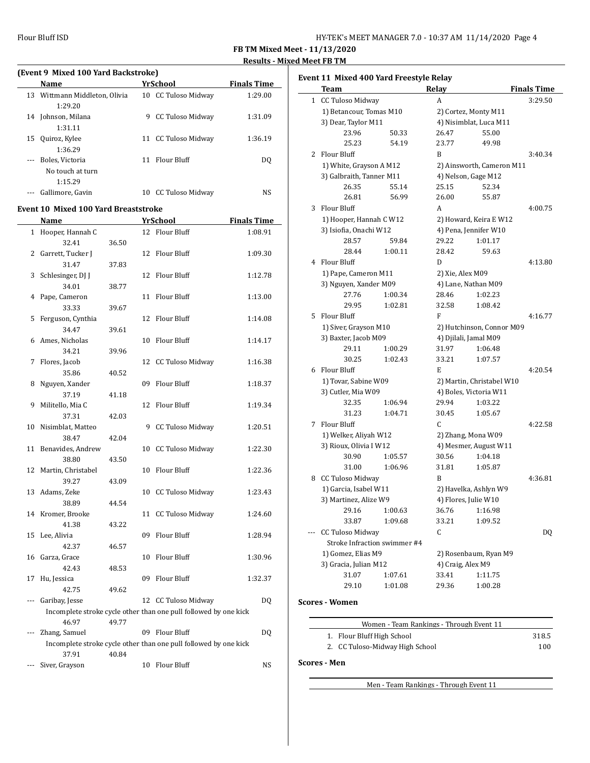**FB TM Mixed Meet - 11/13/2020**

**Results - Mixed Meet FB TM**

### (Event 9 Mixed 100 Yard Backstroke)

| | Name | Yr | School | Finals Time |
|---|---|---|---|---|
| 13 | Wittmann Middleton, Olivia | 10 | CC Tuloso Midway | 1:29.00 |
| | 1:29.20 | | | |
| 14 | Johnson, Milana | 9 | CC Tuloso Midway | 1:31.09 |
| | 1:31.11 | | | |
| 15 | Quiroz, Kylee | 11 | CC Tuloso Midway | 1:36.19 |
| | 1:36.29 | | | |
| --- | Boles, Victoria | 11 | Flour Bluff | DQ |
| | No touch at turn | | | |
| | 1:15.29 | | | |
| --- | Gallimore, Gavin | 10 | CC Tuloso Midway | NS |

### Event 10 Mixed 100 Yard Breaststroke

| | Name | | Yr | School | Finals Time |
|---|---|---|---|---|---|
| 1 | Hooper, Hannah C | | 12 | Flour Bluff | 1:08.91 |
| | 32.41 | 36.50 | | | |
| 2 | Garrett, Tucker J | | 12 | Flour Bluff | 1:09.30 |
| | 31.47 | 37.83 | | | |
| 3 | Schlesinger, DJ J | | 12 | Flour Bluff | 1:12.78 |
| | 34.01 | 38.77 | | | |
| 4 | Pape, Cameron | | 11 | Flour Bluff | 1:13.00 |
| | 33.33 | 39.67 | | | |
| 5 | Ferguson, Cynthia | | 12 | Flour Bluff | 1:14.08 |
| | 34.47 | 39.61 | | | |
| 6 | Ames, Nicholas | | 10 | Flour Bluff | 1:14.17 |
| | 34.21 | 39.96 | | | |
| 7 | Flores, Jacob | | 12 | CC Tuloso Midway | 1:16.38 |
| | 35.86 | 40.52 | | | |
| 8 | Nguyen, Xander | | 09 | Flour Bluff | 1:18.37 |
| | 37.19 | 41.18 | | | |
| 9 | Militello, Mia C | | 12 | Flour Bluff | 1:19.34 |
| | 37.31 | 42.03 | | | |
| 10 | Nisimblat, Matteo | | 9 | CC Tuloso Midway | 1:20.51 |
| | 38.47 | 42.04 | | | |
| 11 | Benavides, Andrew | | 10 | CC Tuloso Midway | 1:22.30 |
| | 38.80 | 43.50 | | | |
| 12 | Martin, Christabel | | 10 | Flour Bluff | 1:22.36 |
| | 39.27 | 43.09 | | | |
| 13 | Adams, Zeke | | 10 | CC Tuloso Midway | 1:23.43 |
| | 38.89 | 44.54 | | | |
| 14 | Kromer, Brooke | | 11 | CC Tuloso Midway | 1:24.60 |
| | 41.38 | 43.22 | | | |
| 15 | Lee, Alivia | | 09 | Flour Bluff | 1:28.94 |
| | 42.37 | 46.57 | | | |
| 16 | Garza, Grace | | 10 | Flour Bluff | 1:30.96 |
| | 42.43 | 48.53 | | | |
| 17 | Hu, Jessica | | 09 | Flour Bluff | 1:32.37 |
| | 42.75 | 49.62 | | | |
| --- | Garibay, Jesse | | 12 | CC Tuloso Midway | DQ |
| | Incomplete stroke cycle other than one pull followed by one kick | | | | |
| | 46.97 | 49.77 | | | |
| --- | Zhang, Samuel | | 09 | Flour Bluff | DQ |
| | Incomplete stroke cycle other than one pull followed by one kick | | | | |
| | 37.91 | 40.84 | | | |
| --- | Siver, Grayson | | 10 | Flour Bluff | NS |

### Event 11 Mixed 400 Yard Freestyle Relay

| | Team | | Relay | | Finals Time |
|---|---|---|---|---|---|
| 1 | CC Tuloso Midway | | A | | 3:29.50 |
| | 1) Betancour, Tomas M10 | | 2) Cortez, Monty M11 | | |
| | 3) Dear, Taylor M11 | | 4) Nisimblat, Luca M11 | | |
| | 23.96 | 50.33 | 26.47 | 55.00 | |
| | 25.23 | 54.19 | 23.77 | 49.98 | |
| 2 | Flour Bluff | | B | | 3:40.34 |
| | 1) White, Grayson A M12 | | 2) Ainsworth, Cameron M11 | | |
| | 3) Galbraith, Tanner M11 | | 4) Nelson, Gage M12 | | |
| | 26.35 | 55.14 | 25.15 | 52.34 | |
| | 26.81 | 56.99 | 26.00 | 55.87 | |
| 3 | Flour Bluff | | A | | 4:00.75 |
| | 1) Hooper, Hannah C W12 | | 2) Howard, Keira E W12 | | |
| | 3) Isiofia, Onachi W12 | | 4) Pena, Jennifer W10 | | |
| | 28.57 | 59.84 | 29.22 | 1:01.17 | |
| | 28.44 | 1:00.11 | 28.42 | 59.63 | |
| 4 | Flour Bluff | | D | | 4:13.80 |
| | 1) Pape, Cameron M11 | | 2) Xie, Alex M09 | | |
| | 3) Nguyen, Xander M09 | | 4) Lane, Nathan M09 | | |
| | 27.76 | 1:00.34 | 28.46 | 1:02.23 | |
| | 29.95 | 1:02.81 | 32.58 | 1:08.42 | |
| 5 | Flour Bluff | | F | | 4:16.77 |
| | 1) Siver, Grayson M10 | | 2) Hutchinson, Connor M09 | | |
| | 3) Baxter, Jacob M09 | | 4) Djilali, Jamal M09 | | |
| | 29.11 | 1:00.29 | 31.97 | 1:06.48 | |
| | 30.25 | 1:02.43 | 33.21 | 1:07.57 | |
| 6 | Flour Bluff | | E | | 4:20.54 |
| | 1) Tovar, Sabine W09 | | 2) Martin, Christabel W10 | | |
| | 3) Cutler, Mia W09 | | 4) Boles, Victoria W11 | | |
| | 32.35 | 1:06.94 | 29.94 | 1:03.22 | |
| | 31.23 | 1:04.71 | 30.45 | 1:05.67 | |
| 7 | Flour Bluff | | C | | 4:22.58 |
| | 1) Welker, Aliyah W12 | | 2) Zhang, Mona W09 | | |
| | 3) Rioux, Olivia I W12 | | 4) Mesmer, August W11 | | |
| | 30.90 | 1:05.57 | 30.56 | 1:04.18 | |
| | 31.00 | 1:06.96 | 31.81 | 1:05.87 | |
| 8 | CC Tuloso Midway | | B | | 4:36.81 |
| | 1) Garcia, Isabel W11 | | 2) Havelka, Ashlyn W9 | | |
| | 3) Martinez, Alize W9 | | 4) Flores, Julie W10 | | |
| | 29.16 | 1:00.63 | 36.76 | 1:16.98 | |
| | 33.87 | 1:09.68 | 33.21 | 1:09.52 | |
| --- | CC Tuloso Midway | | C | | DQ |
| | Stroke Infraction swimmer #4 | | | | |
| | 1) Gomez, Elias M9 | | 2) Rosenbaum, Ryan M9 | | |
| | 3) Gracia, Julian M12 | | 4) Craig, Alex M9 | | |
| | 31.07 | 1:07.61 | 33.41 | 1:11.75 | |
| | 29.10 | 1:01.08 | 29.36 | 1:00.28 | |

### Scores - Women

| Women - Team Rankings - Through Event 11 | |
|---|---|
| 1. Flour Bluff High School | 318.5 |
| 2. CC Tuloso-Midway High School | 100 |

### Scores - Men

| Men - Team Rankings - Through Event 11 |
|---|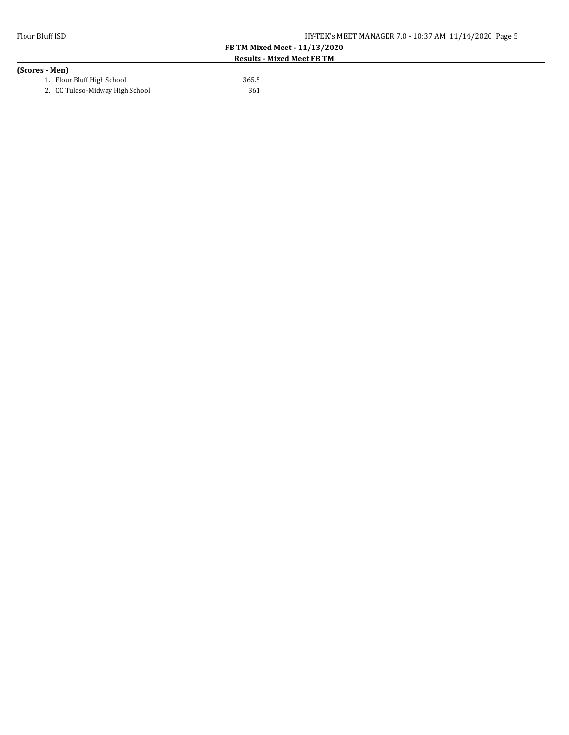**(Scores - Men)**

| | | |
|---|---|---|
| 1. | Flour Bluff High School | 365.5 |
| 2. | CC Tuloso-Midway High School | 361 |